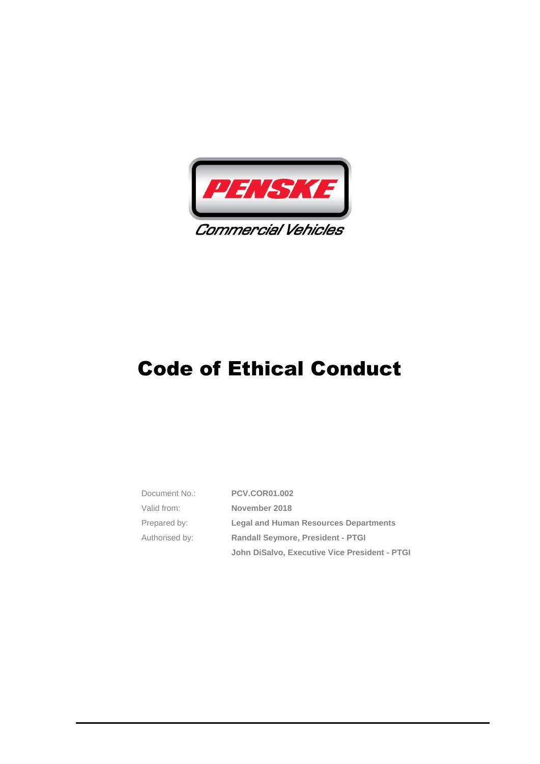PENSKE

Commercial Vehicles

# Code of Ethical Conduct

| | |
|---|---|
| Document No.: | **PCV.COR01.002** |
| Valid from: | **November 2018** |
| Prepared by: | **Legal and Human Resources Departments** |
| Authorised by: | **Randall Seymore, President - PTGI** |
| | **John DiSalvo, Executive Vice President - PTGI** |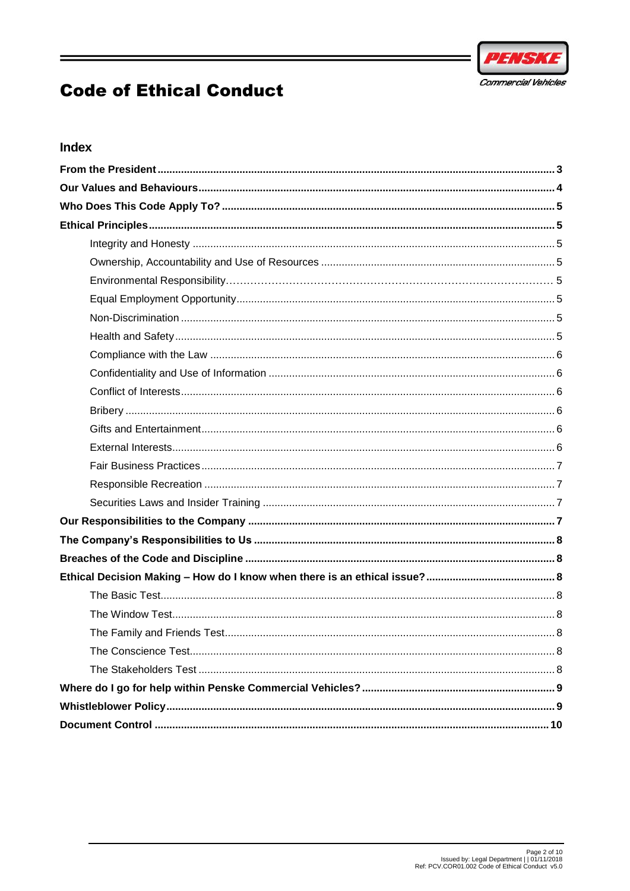# Code of Ethical Conduct

## Index

**From the President** ..... 3
**Our Values and Behaviours** ..... 4
**Who Does This Code Apply To?** ..... 5
**Ethical Principles** ..... 5
- Integrity and Honesty ..... 5
- Ownership, Accountability and Use of Resources ..... 5
- Environmental Responsibility ..... 5
- Equal Employment Opportunity ..... 5
- Non-Discrimination ..... 5
- Health and Safety ..... 5
- Compliance with the Law ..... 6
- Confidentiality and Use of Information ..... 6
- Conflict of Interests ..... 6
- Bribery ..... 6
- Gifts and Entertainment ..... 6
- External Interests ..... 6
- Fair Business Practices ..... 7
- Responsible Recreation ..... 7
- Securities Laws and Insider Training ..... 7

**Our Responsibilities to the Company** ..... 7
**The Company's Responsibilities to Us** ..... 8
**Breaches of the Code and Discipline** ..... 8
**Ethical Decision Making – How do I know when there is an ethical issue?** ..... 8
- The Basic Test ..... 8
- The Window Test ..... 8
- The Family and Friends Test ..... 8
- The Conscience Test ..... 8
- The Stakeholders Test ..... 8

**Where do I go for help within Penske Commercial Vehicles?** ..... 9
**Whistleblower Policy** ..... 9
**Document Control** ..... 10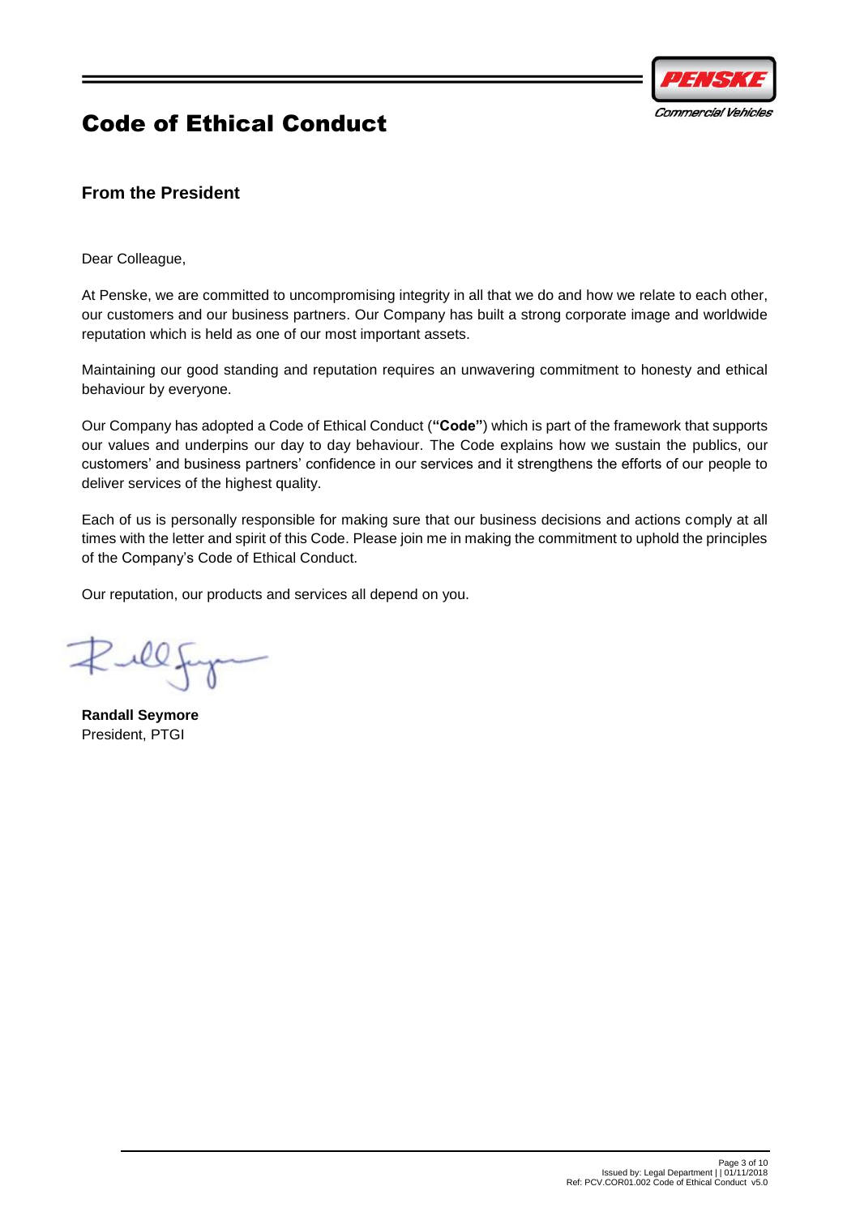# Code of Ethical Conduct

## From the President

Dear Colleague,

At Penske, we are committed to uncompromising integrity in all that we do and how we relate to each other, our customers and our business partners. Our Company has built a strong corporate image and worldwide reputation which is held as one of our most important assets.

Maintaining our good standing and reputation requires an unwavering commitment to honesty and ethical behaviour by everyone.

Our Company has adopted a Code of Ethical Conduct (**"Code"**) which is part of the framework that supports our values and underpins our day to day behaviour. The Code explains how we sustain the publics, our customers' and business partners' confidence in our services and it strengthens the efforts of our people to deliver services of the highest quality.

Each of us is personally responsible for making sure that our business decisions and actions comply at all times with the letter and spirit of this Code. Please join me in making the commitment to uphold the principles of the Company's Code of Ethical Conduct.

Our reputation, our products and services all depend on you.

**Randall Seymore**
President, PTGI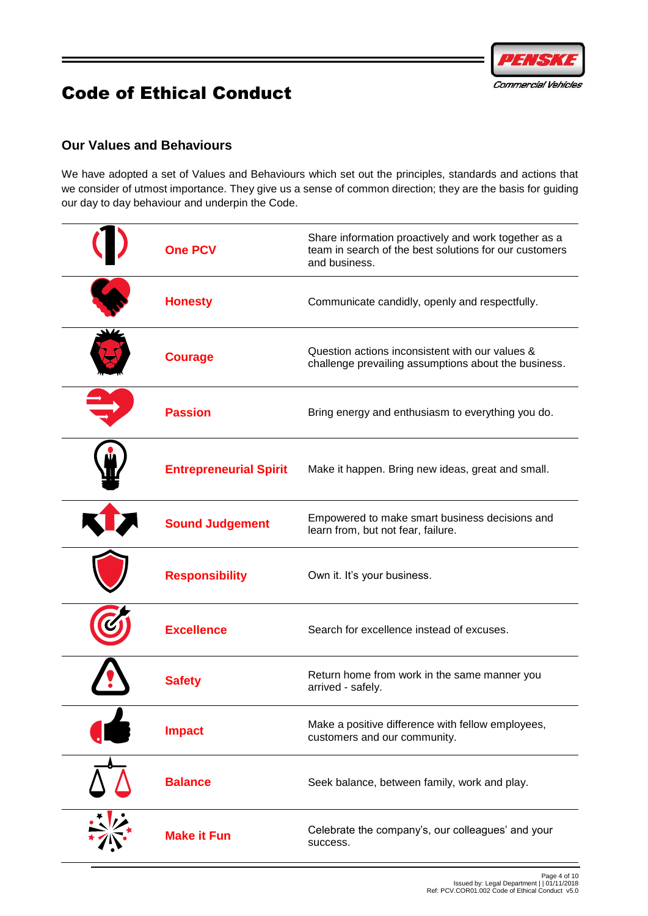# Code of Ethical Conduct

## Our Values and Behaviours

We have adopted a set of Values and Behaviours which set out the principles, standards and actions that we consider of utmost importance. They give us a sense of common direction; they are the basis for guiding our day to day behaviour and underpin the Code.

| Value | Behaviour |
|---|---|
| **One PCV** | Share information proactively and work together as a team in search of the best solutions for our customers and business. |
| **Honesty** | Communicate candidly, openly and respectfully. |
| **Courage** | Question actions inconsistent with our values & challenge prevailing assumptions about the business. |
| **Passion** | Bring energy and enthusiasm to everything you do. |
| **Entrepreneurial Spirit** | Make it happen. Bring new ideas, great and small. |
| **Sound Judgement** | Empowered to make smart business decisions and learn from, but not fear, failure. |
| **Responsibility** | Own it. It's your business. |
| **Excellence** | Search for excellence instead of excuses. |
| **Safety** | Return home from work in the same manner you arrived - safely. |
| **Impact** | Make a positive difference with fellow employees, customers and our community. |
| **Balance** | Seek balance, between family, work and play. |
| **Make it Fun** | Celebrate the company's, our colleagues' and your success. |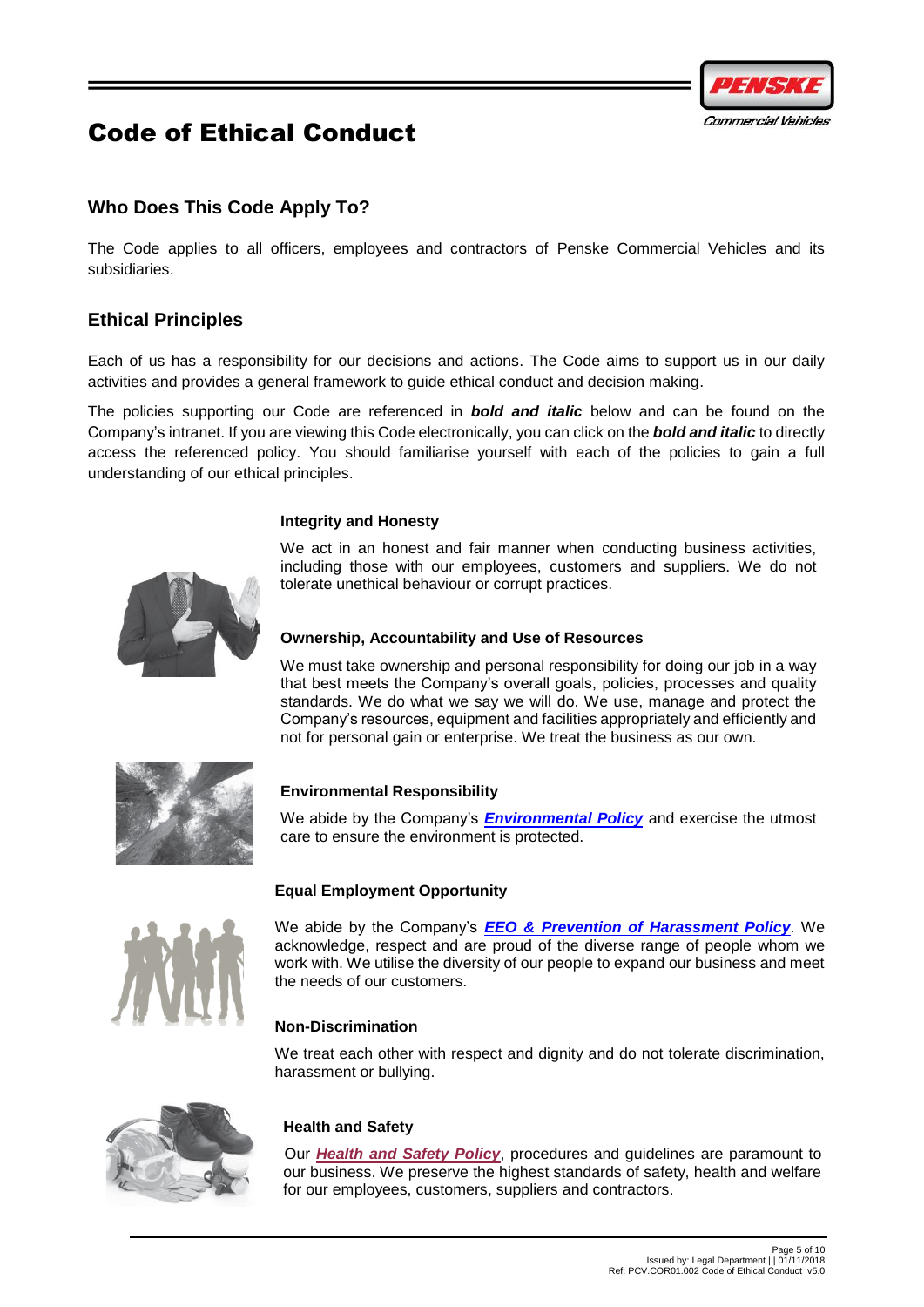# Code of Ethical Conduct

## Who Does This Code Apply To?

The Code applies to all officers, employees and contractors of Penske Commercial Vehicles and its subsidiaries.

## Ethical Principles

Each of us has a responsibility for our decisions and actions. The Code aims to support us in our daily activities and provides a general framework to guide ethical conduct and decision making.

The policies supporting our Code are referenced in ***bold and italic*** below and can be found on the Company's intranet. If you are viewing this Code electronically, you can click on the ***bold and italic*** to directly access the referenced policy. You should familiarise yourself with each of the policies to gain a full understanding of our ethical principles.

**Integrity and Honesty**

We act in an honest and fair manner when conducting business activities, including those with our employees, customers and suppliers. We do not tolerate unethical behaviour or corrupt practices.

**Ownership, Accountability and Use of Resources**

We must take ownership and personal responsibility for doing our job in a way that best meets the Company's overall goals, policies, processes and quality standards. We do what we say we will do. We use, manage and protect the Company's resources, equipment and facilities appropriately and efficiently and not for personal gain or enterprise. We treat the business as our own.

**Environmental Responsibility**

We abide by the Company's ***Environmental Policy*** and exercise the utmost care to ensure the environment is protected.

**Equal Employment Opportunity**

We abide by the Company's ***EEO & Prevention of Harassment Policy***. We acknowledge, respect and are proud of the diverse range of people whom we work with. We utilise the diversity of our people to expand our business and meet the needs of our customers.

**Non-Discrimination**

We treat each other with respect and dignity and do not tolerate discrimination, harassment or bullying.

**Health and Safety**

Our ***Health and Safety Policy***, procedures and guidelines are paramount to our business. We preserve the highest standards of safety, health and welfare for our employees, customers, suppliers and contractors.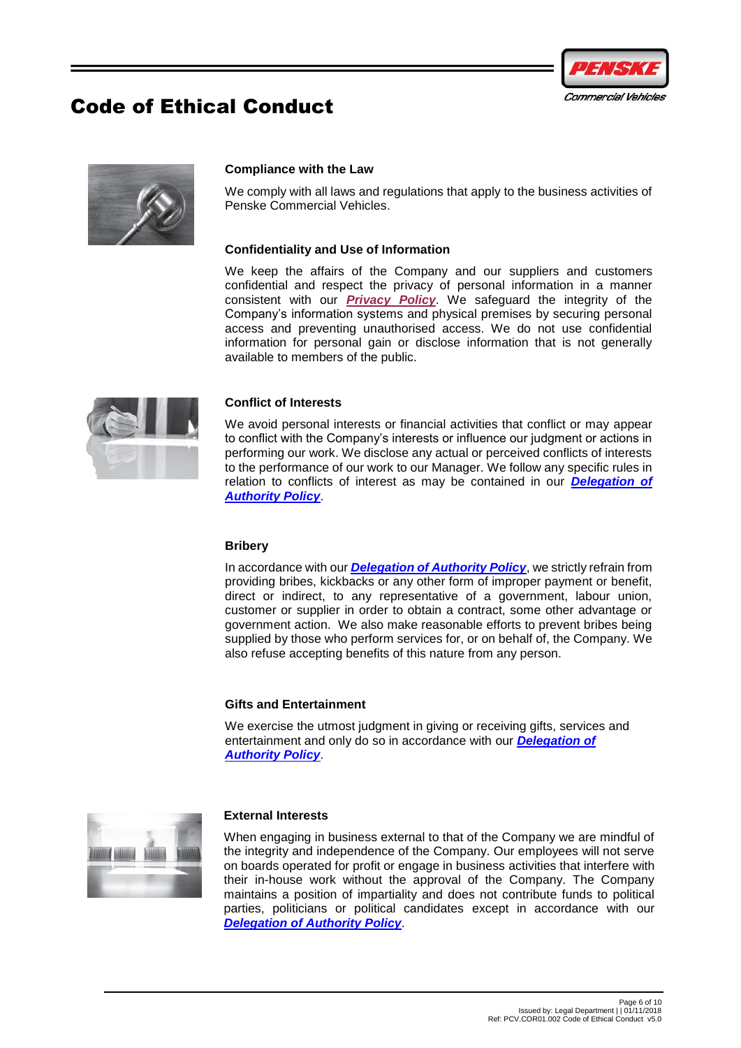# Code of Ethical Conduct

### Compliance with the Law

We comply with all laws and regulations that apply to the business activities of Penske Commercial Vehicles.

### Confidentiality and Use of Information

We keep the affairs of the Company and our suppliers and customers confidential and respect the privacy of personal information in a manner consistent with our ***Privacy Policy***. We safeguard the integrity of the Company's information systems and physical premises by securing personal access and preventing unauthorised access. We do not use confidential information for personal gain or disclose information that is not generally available to members of the public.

### Conflict of Interests

We avoid personal interests or financial activities that conflict or may appear to conflict with the Company's interests or influence our judgment or actions in performing our work. We disclose any actual or perceived conflicts of interests to the performance of our work to our Manager. We follow any specific rules in relation to conflicts of interest as may be contained in our ***Delegation of Authority Policy***.

### Bribery

In accordance with our ***Delegation of Authority Policy***, we strictly refrain from providing bribes, kickbacks or any other form of improper payment or benefit, direct or indirect, to any representative of a government, labour union, customer or supplier in order to obtain a contract, some other advantage or government action. We also make reasonable efforts to prevent bribes being supplied by those who perform services for, or on behalf of, the Company. We also refuse accepting benefits of this nature from any person.

### Gifts and Entertainment

We exercise the utmost judgment in giving or receiving gifts, services and entertainment and only do so in accordance with our ***Delegation of Authority Policy***.

### External Interests

When engaging in business external to that of the Company we are mindful of the integrity and independence of the Company. Our employees will not serve on boards operated for profit or engage in business activities that interfere with their in-house work without the approval of the Company. The Company maintains a position of impartiality and does not contribute funds to political parties, politicians or political candidates except in accordance with our ***Delegation of Authority Policy***.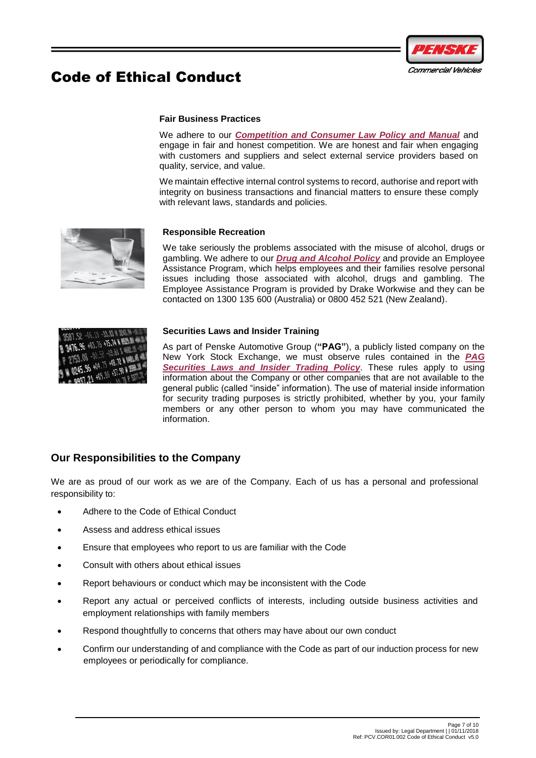# Code of Ethical Conduct

### Fair Business Practices

We adhere to our ***Competition and Consumer Law Policy and Manual*** and engage in fair and honest competition. We are honest and fair when engaging with customers and suppliers and select external service providers based on quality, service, and value.

We maintain effective internal control systems to record, authorise and report with integrity on business transactions and financial matters to ensure these comply with relevant laws, standards and policies.

### Responsible Recreation

We take seriously the problems associated with the misuse of alcohol, drugs or gambling. We adhere to our ***Drug and Alcohol Policy*** and provide an Employee Assistance Program, which helps employees and their families resolve personal issues including those associated with alcohol, drugs and gambling. The Employee Assistance Program is provided by Drake Workwise and they can be contacted on 1300 135 600 (Australia) or 0800 452 521 (New Zealand).

### Securities Laws and Insider Training

As part of Penske Automotive Group (**"PAG"**), a publicly listed company on the New York Stock Exchange, we must observe rules contained in the ***PAG Securities Laws and Insider Trading Policy***. These rules apply to using information about the Company or other companies that are not available to the general public (called "inside" information). The use of material inside information for security trading purposes is strictly prohibited, whether by you, your family members or any other person to whom you may have communicated the information.

## Our Responsibilities to the Company

We are as proud of our work as we are of the Company. Each of us has a personal and professional responsibility to:

- Adhere to the Code of Ethical Conduct
- Assess and address ethical issues
- Ensure that employees who report to us are familiar with the Code
- Consult with others about ethical issues
- Report behaviours or conduct which may be inconsistent with the Code
- Report any actual or perceived conflicts of interests, including outside business activities and employment relationships with family members
- Respond thoughtfully to concerns that others may have about our own conduct
- Confirm our understanding of and compliance with the Code as part of our induction process for new employees or periodically for compliance.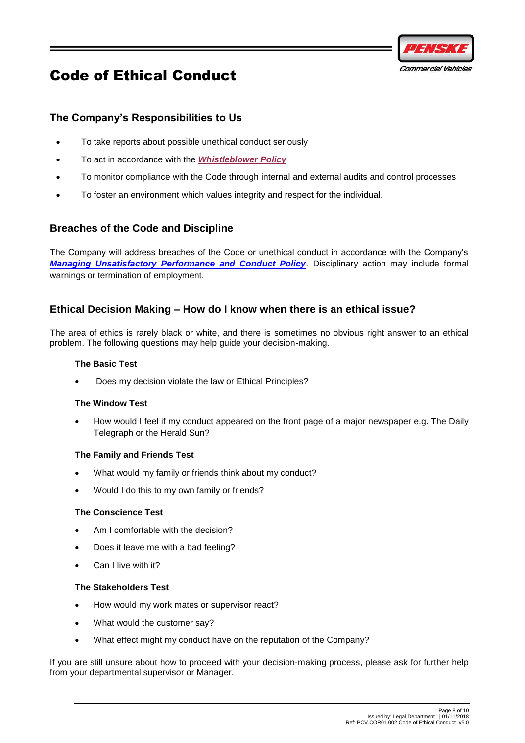## The Company's Responsibilities to Us

- To take reports about possible unethical conduct seriously
- To act in accordance with the ***Whistleblower Policy***
- To monitor compliance with the Code through internal and external audits and control processes
- To foster an environment which values integrity and respect for the individual.

## Breaches of the Code and Discipline

The Company will address breaches of the Code or unethical conduct in accordance with the Company's ***Managing Unsatisfactory Performance and Conduct Policy***. Disciplinary action may include formal warnings or termination of employment.

## Ethical Decision Making – How do I know when there is an ethical issue?

The area of ethics is rarely black or white, and there is sometimes no obvious right answer to an ethical problem. The following questions may help guide your decision-making.

**The Basic Test**

- Does my decision violate the law or Ethical Principles?

**The Window Test**

- How would I feel if my conduct appeared on the front page of a major newspaper e.g. The Daily Telegraph or the Herald Sun?

**The Family and Friends Test**

- What would my family or friends think about my conduct?
- Would I do this to my own family or friends?

**The Conscience Test**

- Am I comfortable with the decision?
- Does it leave me with a bad feeling?
- Can I live with it?

**The Stakeholders Test**

- How would my work mates or supervisor react?
- What would the customer say?
- What effect might my conduct have on the reputation of the Company?

If you are still unsure about how to proceed with your decision-making process, please ask for further help from your departmental supervisor or Manager.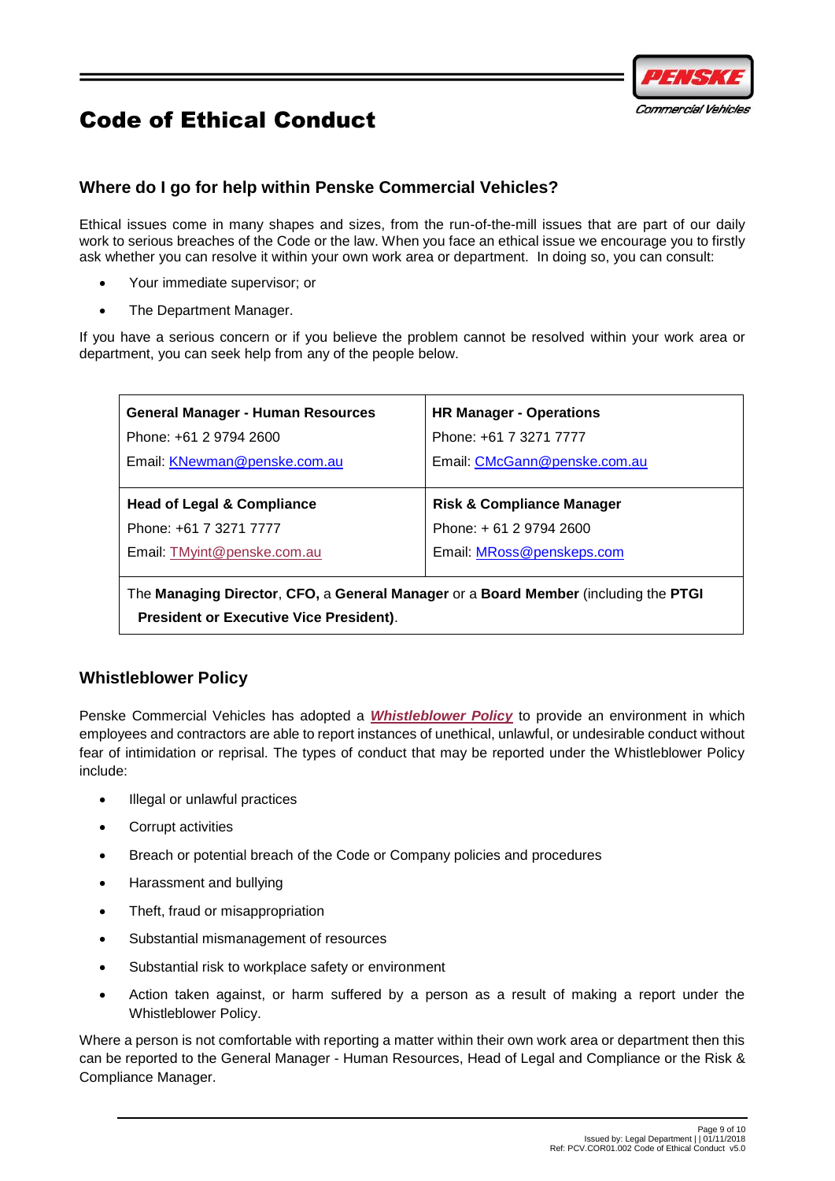# Code of Ethical Conduct

## Where do I go for help within Penske Commercial Vehicles?

Ethical issues come in many shapes and sizes, from the run-of-the-mill issues that are part of our daily work to serious breaches of the Code or the law. When you face an ethical issue we encourage you to firstly ask whether you can resolve it within your own work area or department. In doing so, you can consult:

- Your immediate supervisor; or
- The Department Manager.

If you have a serious concern or if you believe the problem cannot be resolved within your work area or department, you can seek help from any of the people below.

| | |
|---|---|
| **General Manager - Human Resources**<br>Phone: +61 2 9794 2600<br>Email: KNewman@penske.com.au | **HR Manager - Operations**<br>Phone: +61 7 3271 7777<br>Email: CMcGann@penske.com.au |
| **Head of Legal & Compliance**<br>Phone: +61 7 3271 7777<br>Email: TMyint@penske.com.au | **Risk & Compliance Manager**<br>Phone: + 61 2 9794 2600<br>Email: MRoss@penskeps.com |
| The **Managing Director**, **CFO,** a **General Manager** or a **Board Member** (including the **PTGI President or Executive Vice President)**. | |

## Whistleblower Policy

Penske Commercial Vehicles has adopted a ***Whistleblower Policy*** to provide an environment in which employees and contractors are able to report instances of unethical, unlawful, or undesirable conduct without fear of intimidation or reprisal. The types of conduct that may be reported under the Whistleblower Policy include:

- Illegal or unlawful practices
- Corrupt activities
- Breach or potential breach of the Code or Company policies and procedures
- Harassment and bullying
- Theft, fraud or misappropriation
- Substantial mismanagement of resources
- Substantial risk to workplace safety or environment
- Action taken against, or harm suffered by a person as a result of making a report under the Whistleblower Policy.

Where a person is not comfortable with reporting a matter within their own work area or department then this can be reported to the General Manager - Human Resources, Head of Legal and Compliance or the Risk & Compliance Manager.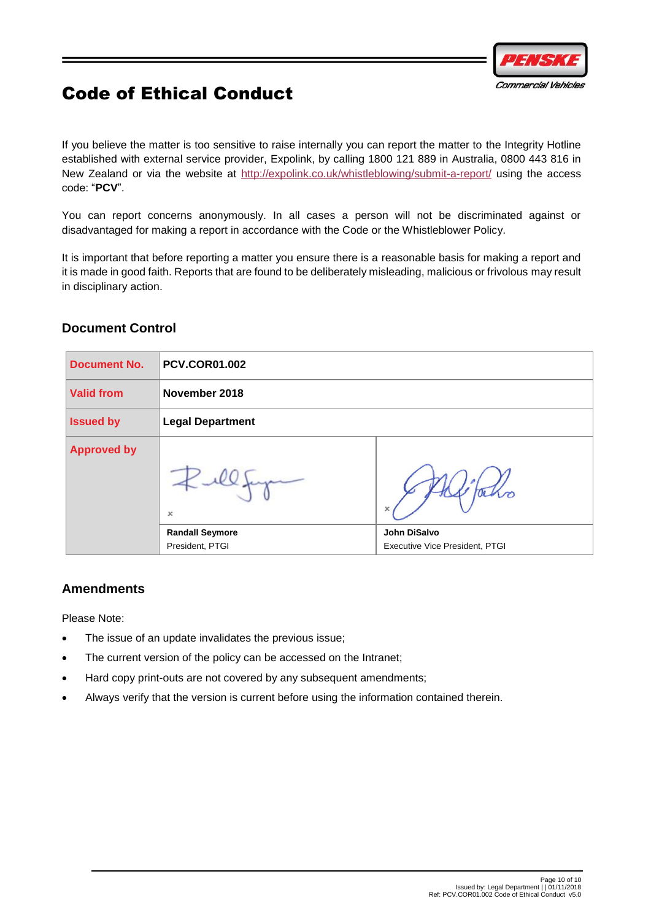# Code of Ethical Conduct

If you believe the matter is too sensitive to raise internally you can report the matter to the Integrity Hotline established with external service provider, Expolink, by calling 1800 121 889 in Australia, 0800 443 816 in New Zealand or via the website at http://expolink.co.uk/whistleblowing/submit-a-report/ using the access code: "**PCV**".

You can report concerns anonymously. In all cases a person will not be discriminated against or disadvantaged for making a report in accordance with the Code or the Whistleblower Policy.

It is important that before reporting a matter you ensure there is a reasonable basis for making a report and it is made in good faith. Reports that are found to be deliberately misleading, malicious or frivolous may result in disciplinary action.

## Document Control

| | | |
|---|---|---|
| **Document No.** | **PCV.COR01.002** | |
| **Valid from** | **November 2018** | |
| **Issued by** | **Legal Department** | |
| **Approved by** | x | x |
| | **Randall Seymore**<br>President, PTGI | **John DiSalvo**<br>Executive Vice President, PTGI |

## Amendments

Please Note:

- The issue of an update invalidates the previous issue;
- The current version of the policy can be accessed on the Intranet;
- Hard copy print-outs are not covered by any subsequent amendments;
- Always verify that the version is current before using the information contained therein.